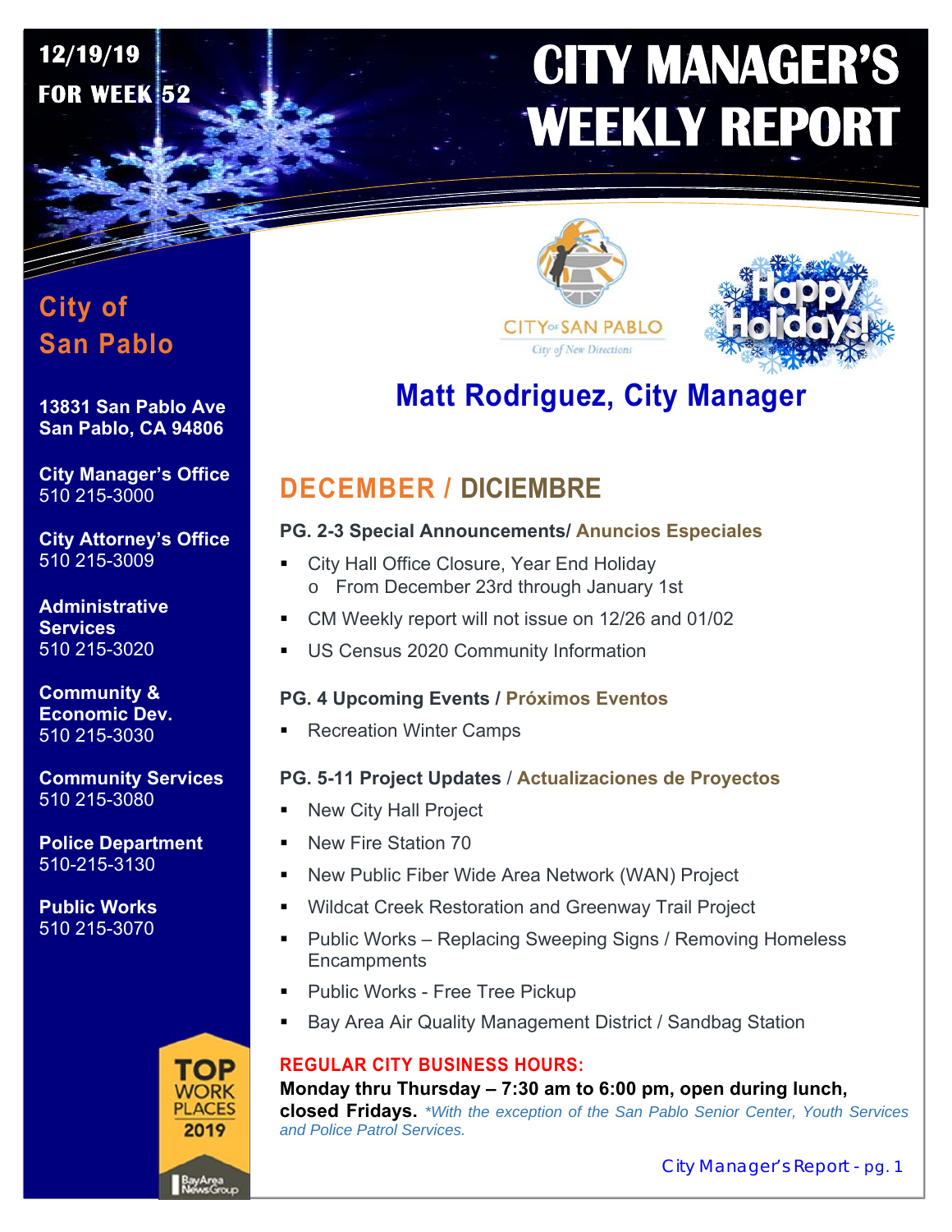12/19/19
FOR WEEK 52

# CITY MANAGER'S WEEKLY REPORT

## City of San Pablo

**13831 San Pablo Ave**
**San Pablo, CA 94806**

**City Manager's Office**
510 215-3000

**City Attorney's Office**
510 215-3009

**Administrative Services**
510 215-3020

**Community & Economic Dev.**
510 215-3030

**Community Services**
510 215-3080

**Police Department**
510-215-3130

**Public Works**
510 215-3070

CITY OF SAN PABLO
City of New Directions

Happy Holidays!

## Matt Rodriguez, City Manager

## DECEMBER / DICIEMBRE

### PG. 2-3 Special Announcements/ Anuncios Especiales

- City Hall Office Closure, Year End Holiday
  - From December 23rd through January 1st
- CM Weekly report will not issue on 12/26 and 01/02
- US Census 2020 Community Information

### PG. 4 Upcoming Events / Próximos Eventos

- Recreation Winter Camps

### PG. 5-11 Project Updates / Actualizaciones de Proyectos

- New City Hall Project
- New Fire Station 70
- New Public Fiber Wide Area Network (WAN) Project
- Wildcat Creek Restoration and Greenway Trail Project
- Public Works – Replacing Sweeping Signs / Removing Homeless Encampments
- Public Works - Free Tree Pickup
- Bay Area Air Quality Management District / Sandbag Station

**REGULAR CITY BUSINESS HOURS:**

**Monday thru Thursday – 7:30 am to 6:00 pm, open during lunch, closed Fridays.** *\*With the exception of the San Pablo Senior Center, Youth Services and Police Patrol Services.*

TOP WORK PLACES 2019
BayArea NewsGroup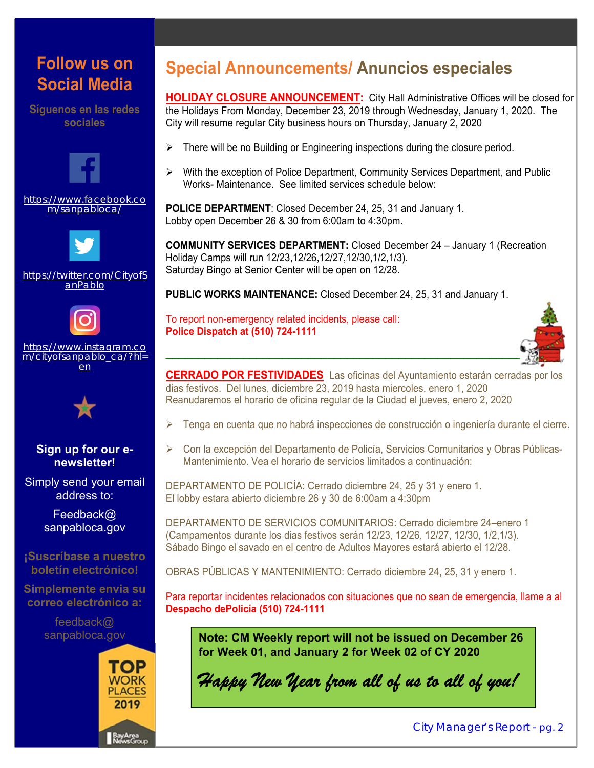## Follow us on Social Media

**Síguenos en las redes sociales**

https://www.facebook.com/sanpabloca/

https://twitter.com/CityofSanPablo

https://www.instagram.com/cityofsanpablo_ca/?hl=en

**Sign up for our e-newsletter!**

Simply send your email address to:

Feedback@sanpabloca.gov

**¡Suscríbase a nuestro boletín electrónico!**

**Simplemente envia su correo electrónico a:**

feedback@sanpabloca.gov

TOP WORK PLACES 2019

# Special Announcements/ Anuncios especiales

**HOLIDAY CLOSURE ANNOUNCEMENT:** City Hall Administrative Offices will be closed for the Holidays From Monday, December 23, 2019 through Wednesday, January 1, 2020. The City will resume regular City business hours on Thursday, January 2, 2020

- There will be no Building or Engineering inspections during the closure period.
- With the exception of Police Department, Community Services Department, and Public Works- Maintenance. See limited services schedule below:

**POLICE DEPARTMENT**: Closed December 24, 25, 31 and January 1.
Lobby open December 26 & 30 from 6:00am to 4:30pm.

**COMMUNITY SERVICES DEPARTMENT:** Closed December 24 – January 1 (Recreation Holiday Camps will run 12/23,12/26,12/27,12/30,1/2,1/3).
Saturday Bingo at Senior Center will be open on 12/28.

**PUBLIC WORKS MAINTENANCE:** Closed December 24, 25, 31 and January 1.

To report non-emergency related incidents, please call:
**Police Dispatch at (510) 724-1111**

---

**CERRADO POR FESTIVIDADES** Las oficinas del Ayuntamiento estarán cerradas por los dias festivos. Del lunes, diciembre 23, 2019 hasta miercoles, enero 1, 2020
Reanudaremos el horario de oficina regular de la Ciudad el jueves, enero 2, 2020

- Tenga en cuenta que no habrá inspecciones de construcción o ingeniería durante el cierre.
- Con la excepción del Departamento de Policía, Servicios Comunitarios y Obras Públicas-Mantenimiento. Vea el horario de servicios limitados a continuación:

DEPARTAMENTO DE POLICÍA: Cerrado diciembre 24, 25 y 31 y enero 1.
El lobby estara abierto diciembre 26 y 30 de 6:00am a 4:30pm

DEPARTAMENTO DE SERVICIOS COMUNITARIOS: Cerrado diciembre 24–enero 1 (Campamentos durante los dias festivos serán 12/23, 12/26, 12/27, 12/30, 1/2,1/3).
Sábado Bingo el savado en el centro de Adultos Mayores estará abierto el 12/28.

OBRAS PÚBLICAS Y MANTENIMIENTO: Cerrado diciembre 24, 25, 31 y enero 1.

Para reportar incidentes relacionados con situaciones que no sean de emergencia, llame a al
**Despacho dePolicía (510) 724-1111**

**Note: CM Weekly report will not be issued on December 26 for Week 01, and January 2 for Week 02 of CY 2020**

*Happy New Year from all of us to all of you!*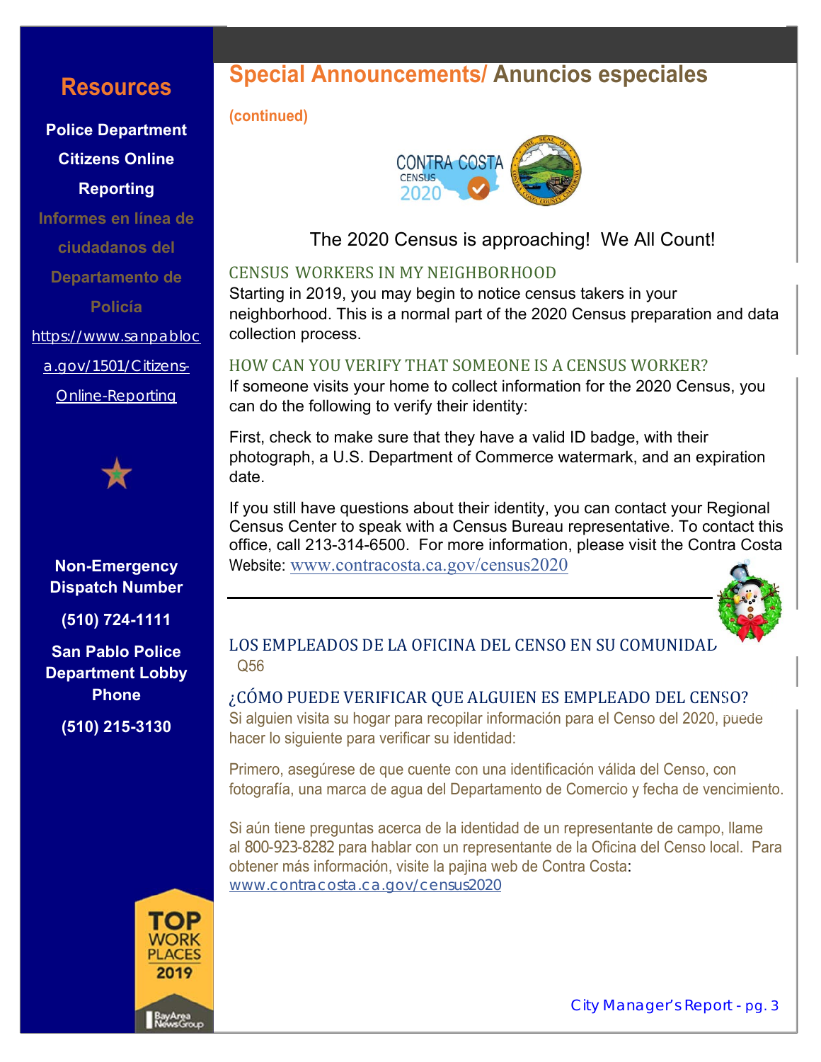## Resources

**Police Department Citizens Online Reporting**

**Informes en línea de ciudadanos del Departamento de Policía**

https://www.sanpabloca.gov/1501/Citizens-Online-Reporting

**Non-Emergency Dispatch Number**

**(510) 724-1111**

**San Pablo Police Department Lobby Phone**

**(510) 215-3130**

TOP WORK PLACES 2019

BayArea NewsGroup

# Special Announcements/ Anuncios especiales

**(continued)**

CONTRA COSTA CENSUS 2020

The 2020 Census is approaching! We All Count!

### CENSUS WORKERS IN MY NEIGHBORHOOD

Starting in 2019, you may begin to notice census takers in your neighborhood. This is a normal part of the 2020 Census preparation and data collection process.

### HOW CAN YOU VERIFY THAT SOMEONE IS A CENSUS WORKER?

If someone visits your home to collect information for the 2020 Census, you can do the following to verify their identity:

First, check to make sure that they have a valid ID badge, with their photograph, a U.S. Department of Commerce watermark, and an expiration date.

If you still have questions about their identity, you can contact your Regional Census Center to speak with a Census Bureau representative. To contact this office, call 213-314-6500. For more information, please visit the Contra Costa Website: www.contracosta.ca.gov/census2020

---

### LOS EMPLEADOS DE LA OFICINA DEL CENSO EN SU COMUNIDAD

Q56

### ¿CÓMO PUEDE VERIFICAR QUE ALGUIEN ES EMPLEADO DEL CENSO?

Si alguien visita su hogar para recopilar información para el Censo del 2020, puede hacer lo siguiente para verificar su identidad:

Primero, asegúrese de que cuente con una identificación válida del Censo, con fotografía, una marca de agua del Departamento de Comercio y fecha de vencimiento.

Si aún tiene preguntas acerca de la identidad de un representante de campo, llame al 800-923-8282 para hablar con un representante de la Oficina del Censo local. Para obtener más información, visite la pajina web de Contra Costa: www.contracosta.ca.gov/census2020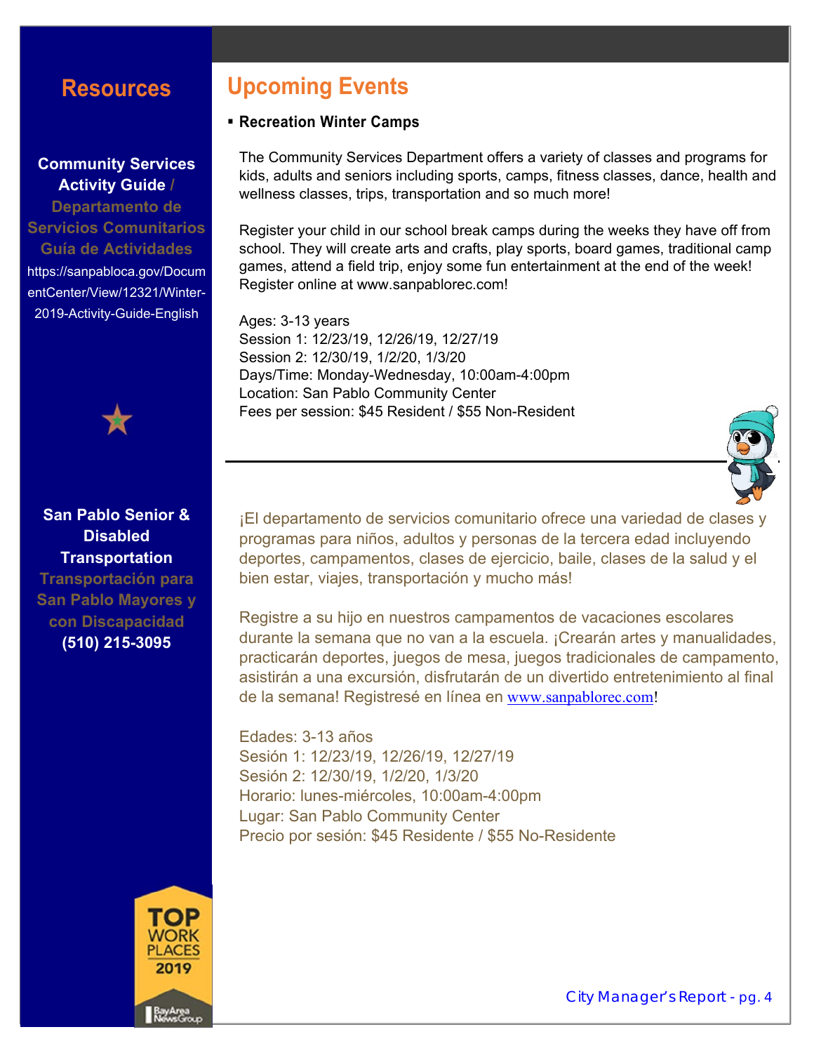## Resources

**Community Services Activity Guide / Departamento de Servicios Comunitarios Guía de Actividades**

https://sanpabloca.gov/DocumentCenter/View/12321/Winter-2019-Activity-Guide-English

**San Pablo Senior & Disabled Transportation**
**Transportación para San Pablo Mayores y con Discapacidad**
**(510) 215-3095**

TOP WORK PLACES 2019

# Upcoming Events

- **Recreation Winter Camps**

The Community Services Department offers a variety of classes and programs for kids, adults and seniors including sports, camps, fitness classes, dance, health and wellness classes, trips, transportation and so much more!

Register your child in our school break camps during the weeks they have off from school. They will create arts and crafts, play sports, board games, traditional camp games, attend a field trip, enjoy some fun entertainment at the end of the week! Register online at www.sanpablorec.com!

Ages: 3-13 years
Session 1: 12/23/19, 12/26/19, 12/27/19
Session 2: 12/30/19, 1/2/20, 1/3/20
Days/Time: Monday-Wednesday, 10:00am-4:00pm
Location: San Pablo Community Center
Fees per session: $45 Resident / $55 Non-Resident

---

¡El departamento de servicios comunitario ofrece una variedad de clases y programas para niños, adultos y personas de la tercera edad incluyendo deportes, campamentos, clases de ejercicio, baile, clases de la salud y el bien estar, viajes, transportación y mucho más!

Registre a su hijo en nuestros campamentos de vacaciones escolares durante la semana que no van a la escuela. ¡Crearán artes y manualidades, practicarán deportes, juegos de mesa, juegos tradicionales de campamento, asistirán a una excursión, disfrutarán de un divertido entretenimiento al final de la semana! Registresé en línea en www.sanpablorec.com!

Edades: 3-13 años
Sesión 1: 12/23/19, 12/26/19, 12/27/19
Sesión 2: 12/30/19, 1/2/20, 1/3/20
Horario: lunes-miércoles, 10:00am-4:00pm
Lugar: San Pablo Community Center
Precio por sesión: $45 Residente / $55 No-Residente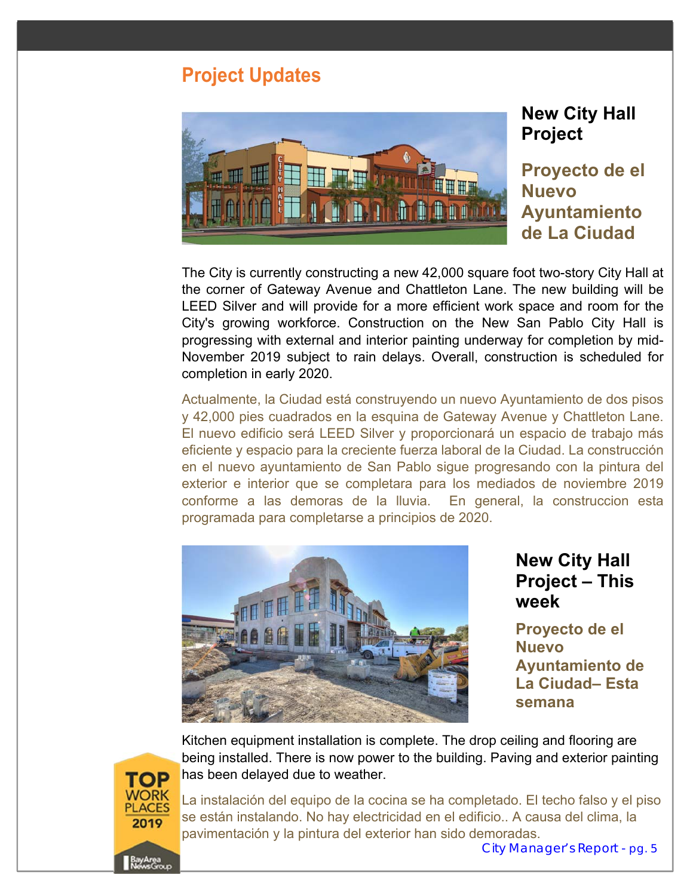## Project Updates

### New City Hall Project

### Proyecto de el Nuevo Ayuntamiento de La Ciudad

The City is currently constructing a new 42,000 square foot two-story City Hall at the corner of Gateway Avenue and Chattleton Lane. The new building will be LEED Silver and will provide for a more efficient work space and room for the City's growing workforce. Construction on the New San Pablo City Hall is progressing with external and interior painting underway for completion by mid-November 2019 subject to rain delays. Overall, construction is scheduled for completion in early 2020.

Actualmente, la Ciudad está construyendo un nuevo Ayuntamiento de dos pisos y 42,000 pies cuadrados en la esquina de Gateway Avenue y Chattleton Lane. El nuevo edificio será LEED Silver y proporcionará un espacio de trabajo más eficiente y espacio para la creciente fuerza laboral de la Ciudad. La construcción en el nuevo ayuntamiento de San Pablo sigue progresando con la pintura del exterior e interior que se completara para los mediados de noviembre 2019 conforme a las demoras de la lluvia. En general, la construccion esta programada para completarse a principios de 2020.

### New City Hall Project – This week

### Proyecto de el Nuevo Ayuntamiento de La Ciudad– Esta semana

Kitchen equipment installation is complete. The drop ceiling and flooring are being installed. There is now power to the building. Paving and exterior painting has been delayed due to weather.

La instalación del equipo de la cocina se ha completado. El techo falso y el piso se están instalando. No hay electricidad en el edificio.. A causa del clima, la pavimentación y la pintura del exterior han sido demoradas.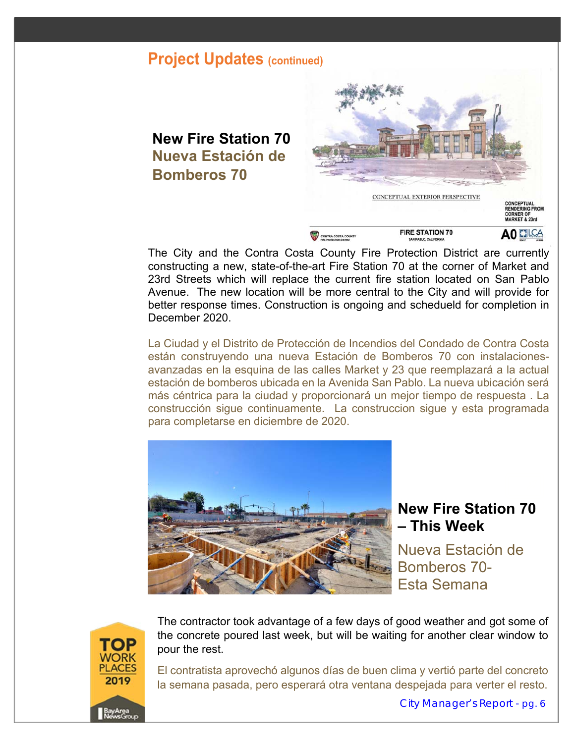## Project Updates (continued)

### New Fire Station 70
### Nueva Estación de Bomberos 70

The City and the Contra Costa County Fire Protection District are currently constructing a new, state-of-the-art Fire Station 70 at the corner of Market and 23rd Streets which will replace the current fire station located on San Pablo Avenue. The new location will be more central to the City and will provide for better response times. Construction is ongoing and schedueld for completion in December 2020.

La Ciudad y el Distrito de Protección de Incendios del Condado de Contra Costa están construyendo una nueva Estación de Bomberos 70 con instalaciones-avanzadas en la esquina de las calles Market y 23 que reemplazará a la actual estación de bomberos ubicada en la Avenida San Pablo. La nueva ubicación será más céntrica para la ciudad y proporcionará un mejor tiempo de respuesta . La construcción sigue continuamente. La construccion sigue y esta programada para completarse en diciembre de 2020.

### New Fire Station 70 – This Week
### Nueva Estación de Bomberos 70- Esta Semana

The contractor took advantage of a few days of good weather and got some of the concrete poured last week, but will be waiting for another clear window to pour the rest.

El contratista aprovechó algunos días de buen clima y vertió parte del concreto la semana pasada, pero esperará otra ventana despejada para verter el resto.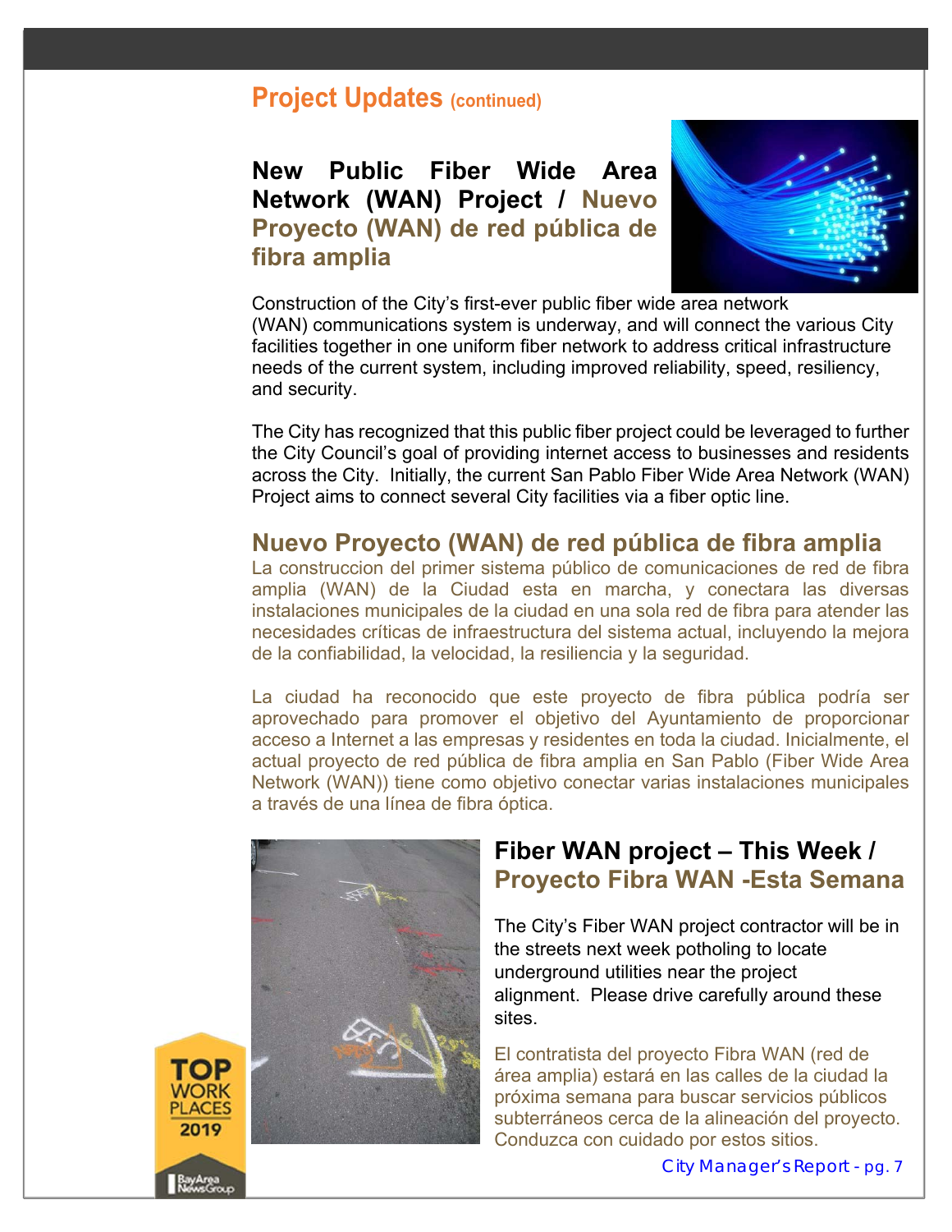## Project Updates (continued)

### New Public Fiber Wide Area Network (WAN) Project / Nuevo Proyecto (WAN) de red pública de fibra amplia

Construction of the City's first-ever public fiber wide area network (WAN) communications system is underway, and will connect the various City facilities together in one uniform fiber network to address critical infrastructure needs of the current system, including improved reliability, speed, resiliency, and security.

The City has recognized that this public fiber project could be leveraged to further the City Council's goal of providing internet access to businesses and residents across the City. Initially, the current San Pablo Fiber Wide Area Network (WAN) Project aims to connect several City facilities via a fiber optic line.

### Nuevo Proyecto (WAN) de red pública de fibra amplia

La construccion del primer sistema público de comunicaciones de red de fibra amplia (WAN) de la Ciudad esta en marcha, y conectara las diversas instalaciones municipales de la ciudad en una sola red de fibra para atender las necesidades críticas de infraestructura del sistema actual, incluyendo la mejora de la confiabilidad, la velocidad, la resiliencia y la seguridad.

La ciudad ha reconocido que este proyecto de fibra pública podría ser aprovechado para promover el objetivo del Ayuntamiento de proporcionar acceso a Internet a las empresas y residentes en toda la ciudad. Inicialmente, el actual proyecto de red pública de fibra amplia en San Pablo (Fiber Wide Area Network (WAN)) tiene como objetivo conectar varias instalaciones municipales a través de una línea de fibra óptica.

### Fiber WAN project – This Week / Proyecto Fibra WAN -Esta Semana

The City's Fiber WAN project contractor will be in the streets next week potholing to locate underground utilities near the project alignment. Please drive carefully around these sites.

El contratista del proyecto Fibra WAN (red de área amplia) estará en las calles de la ciudad la próxima semana para buscar servicios públicos subterráneos cerca de la alineación del proyecto. Conduzca con cuidado por estos sitios.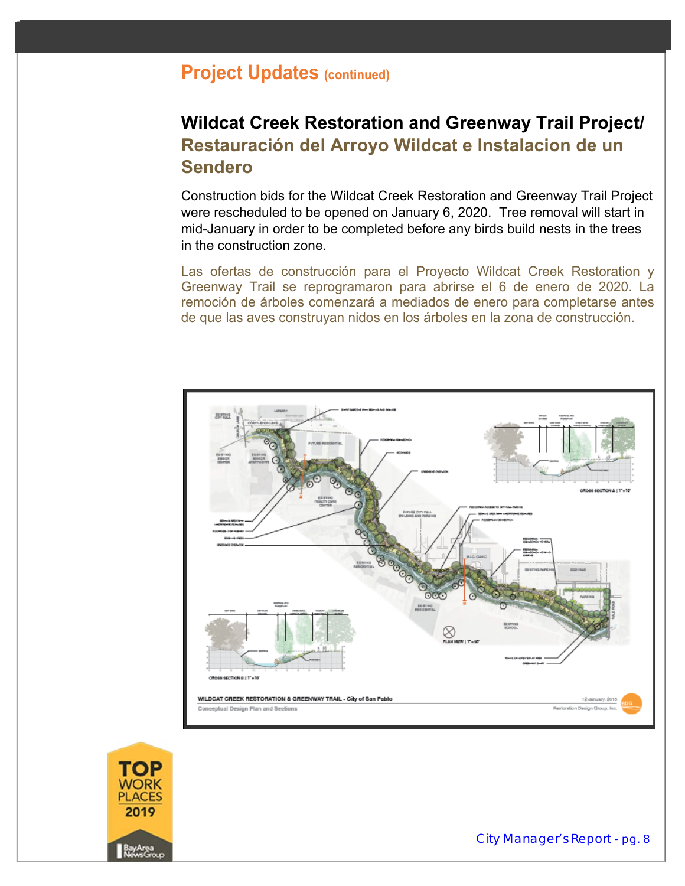## Project Updates (continued)

### Wildcat Creek Restoration and Greenway Trail Project/ Restauración del Arroyo Wildcat e Instalacion de un Sendero

Construction bids for the Wildcat Creek Restoration and Greenway Trail Project were rescheduled to be opened on January 6, 2020. Tree removal will start in mid-January in order to be completed before any birds build nests in the trees in the construction zone.

Las ofertas de construcción para el Proyecto Wildcat Creek Restoration y Greenway Trail se reprogramaron para abrirse el 6 de enero de 2020. La remoción de árboles comenzará a mediados de enero para completarse antes de que las aves construyan nidos en los árboles en la zona de construcción.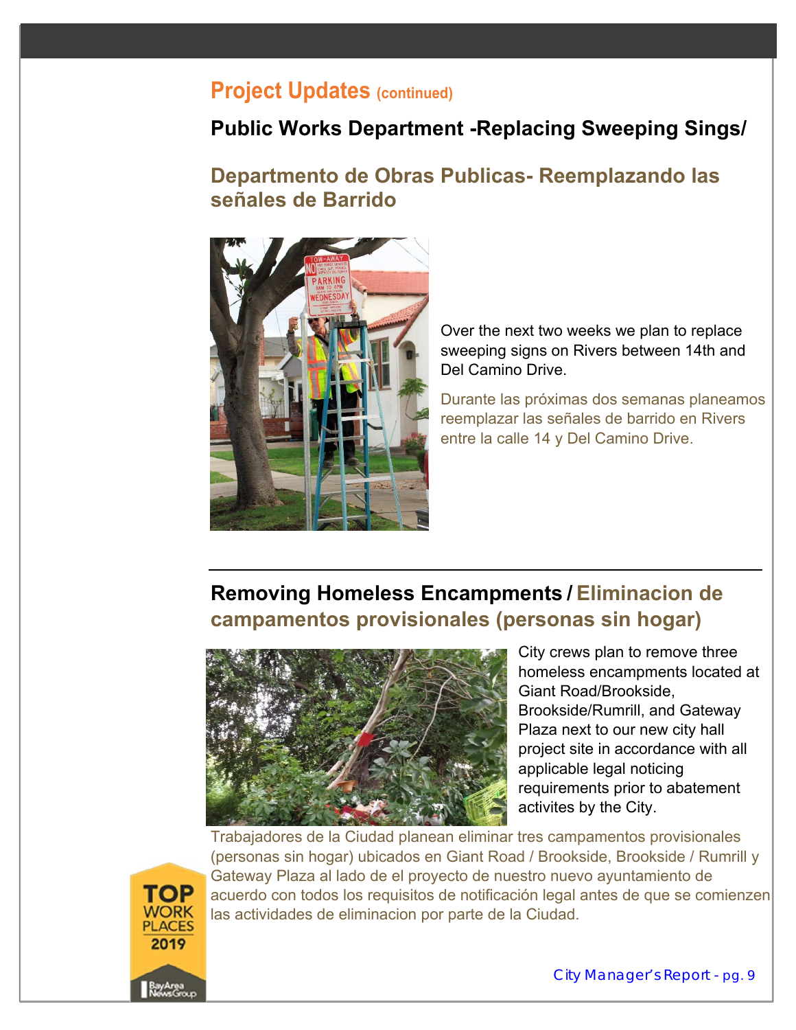## Project Updates (continued)

### Public Works Department -Replacing Sweeping Sings/

### Departmento de Obras Publicas- Reemplazando las señales de Barrido

Over the next two weeks we plan to replace sweeping signs on Rivers between 14th and Del Camino Drive.

Durante las próximas dos semanas planeamos reemplazar las señales de barrido en Rivers entre la calle 14 y Del Camino Drive.

---

### Removing Homeless Encampments / Eliminacion de campamentos provisionales (personas sin hogar)

City crews plan to remove three homeless encampments located at Giant Road/Brookside, Brookside/Rumrill, and Gateway Plaza next to our new city hall project site in accordance with all applicable legal noticing requirements prior to abatement activites by the City.

Trabajadores de la Ciudad planean eliminar tres campamentos provisionales (personas sin hogar) ubicados en Giant Road / Brookside, Brookside / Rumrill y Gateway Plaza al lado de el proyecto de nuestro nuevo ayuntamiento de acuerdo con todos los requisitos de notificación legal antes de que se comienzen las actividades de eliminacion por parte de la Ciudad.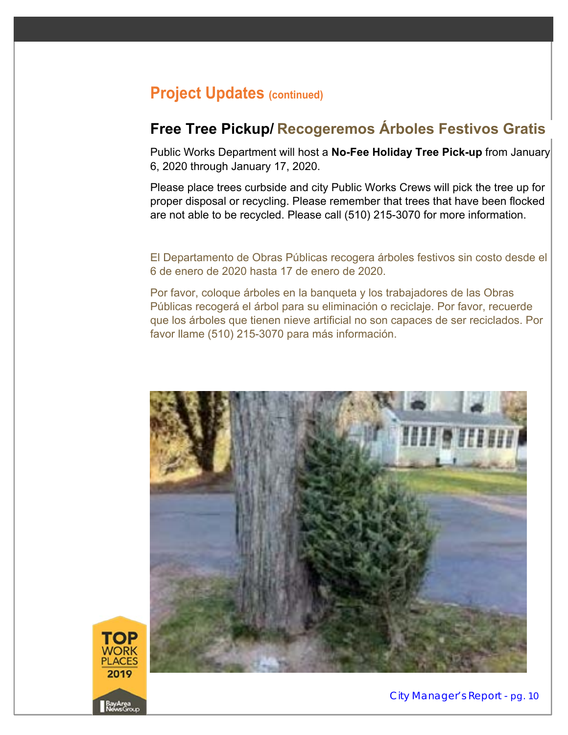## Project Updates (continued)

### Free Tree Pickup/ Recogeremos Árboles Festivos Gratis

Public Works Department will host a **No-Fee Holiday Tree Pick-up** from January 6, 2020 through January 17, 2020.

Please place trees curbside and city Public Works Crews will pick the tree up for proper disposal or recycling. Please remember that trees that have been flocked are not able to be recycled. Please call (510) 215-3070 for more information.

El Departamento de Obras Públicas recogera árboles festivos sin costo desde el 6 de enero de 2020 hasta 17 de enero de 2020.

Por favor, coloque árboles en la banqueta y los trabajadores de las Obras Públicas recogerá el árbol para su eliminación o reciclaje. Por favor, recuerde que los árboles que tienen nieve artificial no son capaces de ser reciclados. Por favor llame (510) 215-3070 para más información.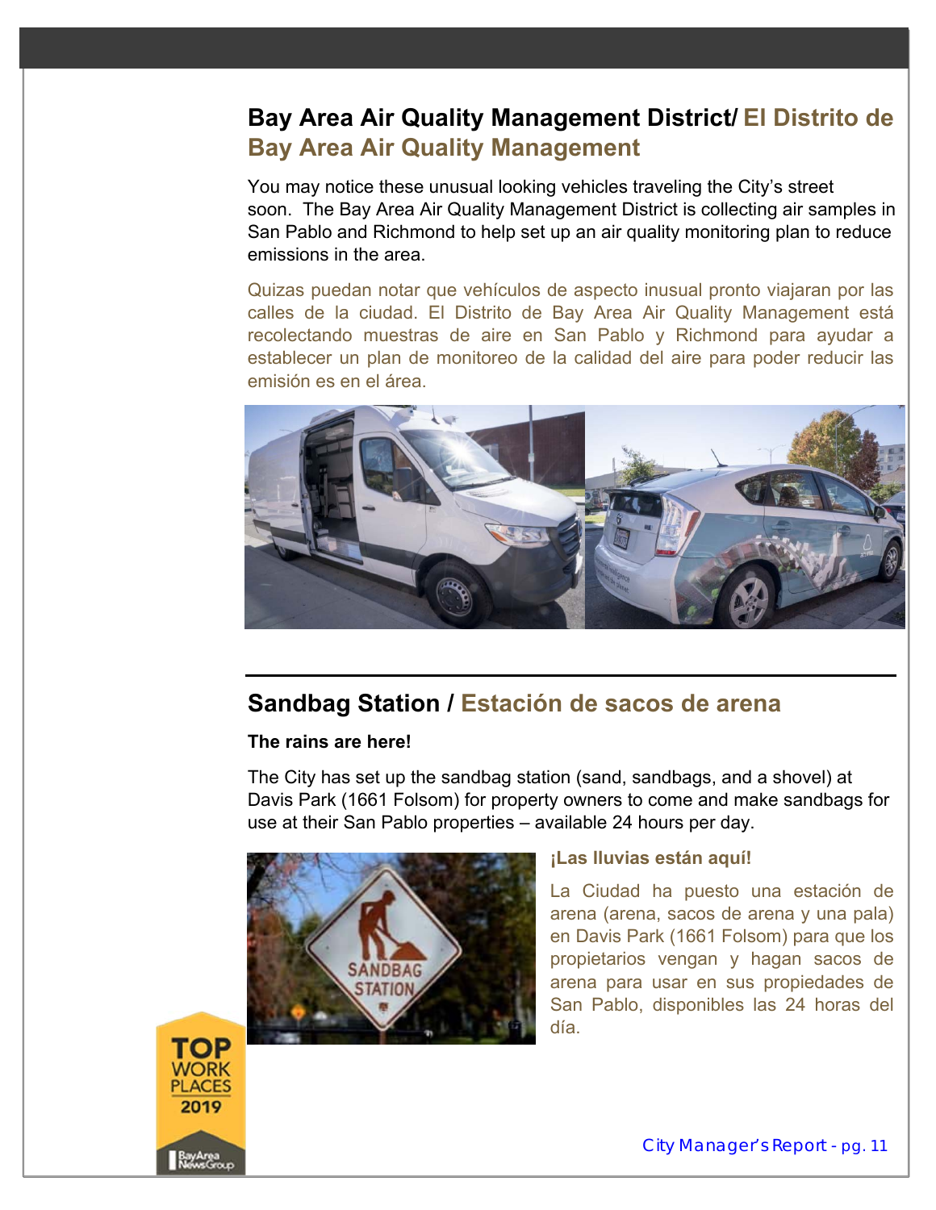## Bay Area Air Quality Management District/ El Distrito de Bay Area Air Quality Management

You may notice these unusual looking vehicles traveling the City's street soon. The Bay Area Air Quality Management District is collecting air samples in San Pablo and Richmond to help set up an air quality monitoring plan to reduce emissions in the area.

Quizas puedan notar que vehículos de aspecto inusual pronto viajaran por las calles de la ciudad. El Distrito de Bay Area Air Quality Management está recolectando muestras de aire en San Pablo y Richmond para ayudar a establecer un plan de monitoreo de la calidad del aire para poder reducir las emisión es en el área.

## Sandbag Station / Estación de sacos de arena

**The rains are here!**

The City has set up the sandbag station (sand, sandbags, and a shovel) at Davis Park (1661 Folsom) for property owners to come and make sandbags for use at their San Pablo properties – available 24 hours per day.

**¡Las lluvias están aquí!**

La Ciudad ha puesto una estación de arena (arena, sacos de arena y una pala) en Davis Park (1661 Folsom) para que los propietarios vengan y hagan sacos de arena para usar en sus propiedades de San Pablo, disponibles las 24 horas del día.